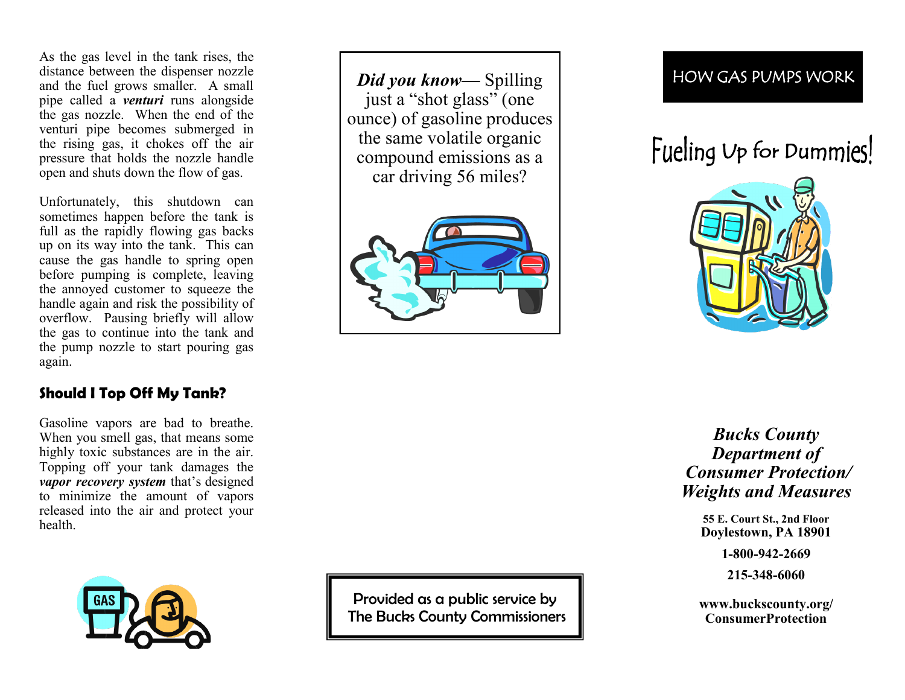As the gas level in the tank rises, the distance between the dispenser nozzle and the fuel grows smaller. A small pipe called a ***venturi*** runs alongside the gas nozzle. When the end of the venturi pipe becomes submerged in the rising gas, it chokes off the air pressure that holds the nozzle handle open and shuts down the flow of gas.

Unfortunately, this shutdown can sometimes happen before the tank is full as the rapidly flowing gas backs up on its way into the tank. This can cause the gas handle to spring open before pumping is complete, leaving the annoyed customer to squeeze the handle again and risk the possibility of overflow. Pausing briefly will allow the gas to continue into the tank and the pump nozzle to start pouring gas again.

### Should I Top Off My Tank?

Gasoline vapors are bad to breathe. When you smell gas, that means some highly toxic substances are in the air. Topping off your tank damages the ***vapor recovery system*** that's designed to minimize the amount of vapors released into the air and protect your health.

***Did you know***— Spilling just a "shot glass" (one ounce) of gasoline produces the same volatile organic compound emissions as a car driving 56 miles?

Provided as a public service by
The Bucks County Commissioners

HOW GAS PUMPS WORK

# Fueling Up for Dummies!

***Bucks County Department of Consumer Protection/ Weights and Measures***

**55 E. Court St., 2nd Floor**
**Doylestown, PA 18901**

**1-800-942-2669**

**215-348-6060**

**www.buckscounty.org/ConsumerProtection**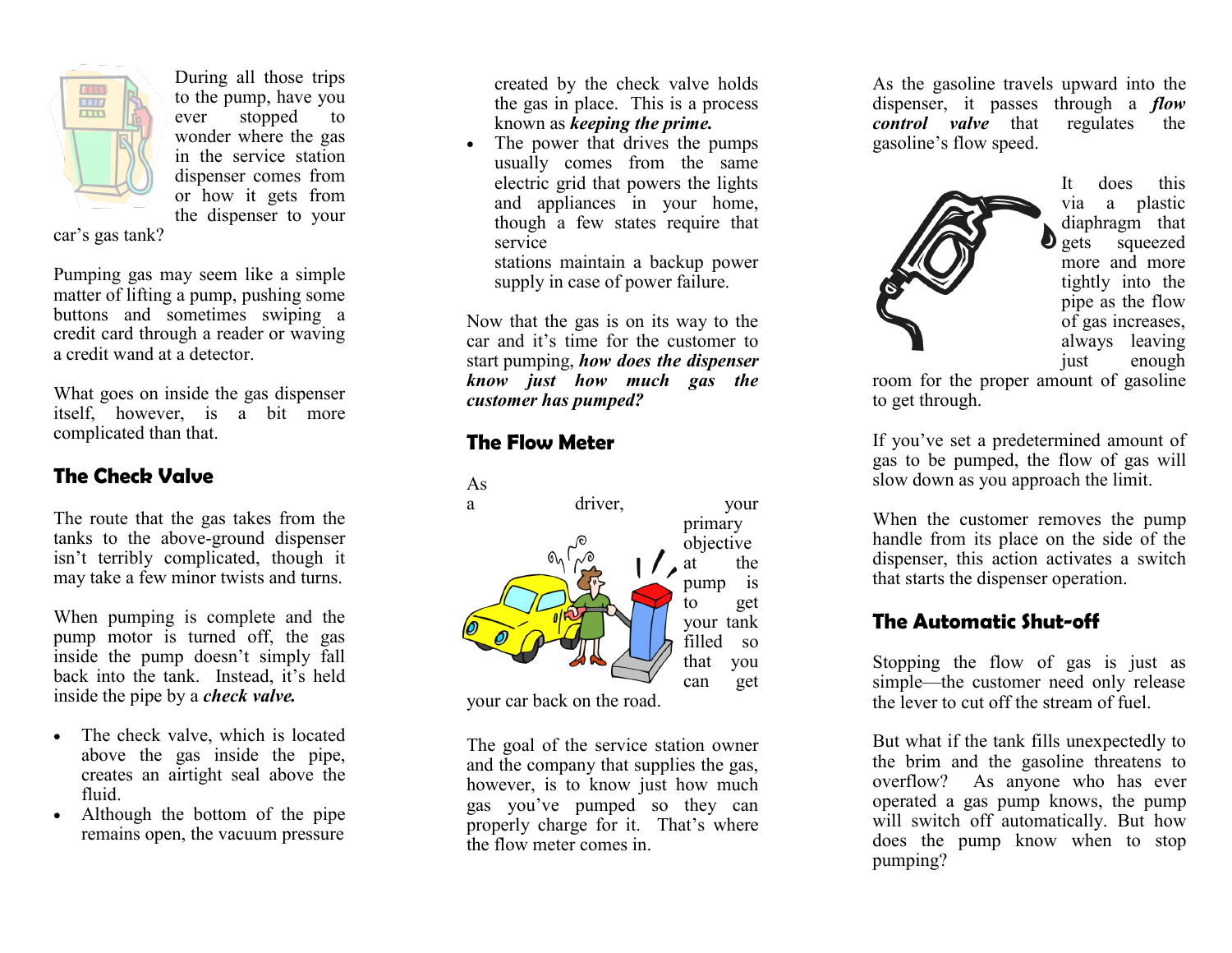During all those trips to the pump, have you ever stopped to wonder where the gas in the service station dispenser comes from or how it gets from the dispenser to your car's gas tank?

Pumping gas may seem like a simple matter of lifting a pump, pushing some buttons and sometimes swiping a credit card through a reader or waving a credit wand at a detector.

What goes on inside the gas dispenser itself, however, is a bit more complicated than that.

## The Check Valve

The route that the gas takes from the tanks to the above-ground dispenser isn't terribly complicated, though it may take a few minor twists and turns.

When pumping is complete and the pump motor is turned off, the gas inside the pump doesn't simply fall back into the tank. Instead, it's held inside the pipe by a ***check valve.***

- The check valve, which is located above the gas inside the pipe, creates an airtight seal above the fluid.
- Although the bottom of the pipe remains open, the vacuum pressure created by the check valve holds the gas in place. This is a process known as ***keeping the prime.***
- The power that drives the pumps usually comes from the same electric grid that powers the lights and appliances in your home, though a few states require that service stations maintain a backup power supply in case of power failure.

Now that the gas is on its way to the car and it's time for the customer to start pumping, ***how does the dispenser know just how much gas the customer has pumped?***

## The Flow Meter

As a driver, your primary objective at the pump is to get your tank filled so that you can get your car back on the road.

The goal of the service station owner and the company that supplies the gas, however, is to know just how much gas you've pumped so they can properly charge for it. That's where the flow meter comes in.

As the gasoline travels upward into the dispenser, it passes through a ***flow control valve*** that regulates the gasoline's flow speed.

It does this via a plastic diaphragm that gets squeezed more and more tightly into the pipe as the flow of gas increases, always leaving just enough room for the proper amount of gasoline to get through.

If you've set a predetermined amount of gas to be pumped, the flow of gas will slow down as you approach the limit.

When the customer removes the pump handle from its place on the side of the dispenser, this action activates a switch that starts the dispenser operation.

## The Automatic Shut-off

Stopping the flow of gas is just as simple—the customer need only release the lever to cut off the stream of fuel.

But what if the tank fills unexpectedly to the brim and the gasoline threatens to overflow? As anyone who has ever operated a gas pump knows, the pump will switch off automatically. But how does the pump know when to stop pumping?